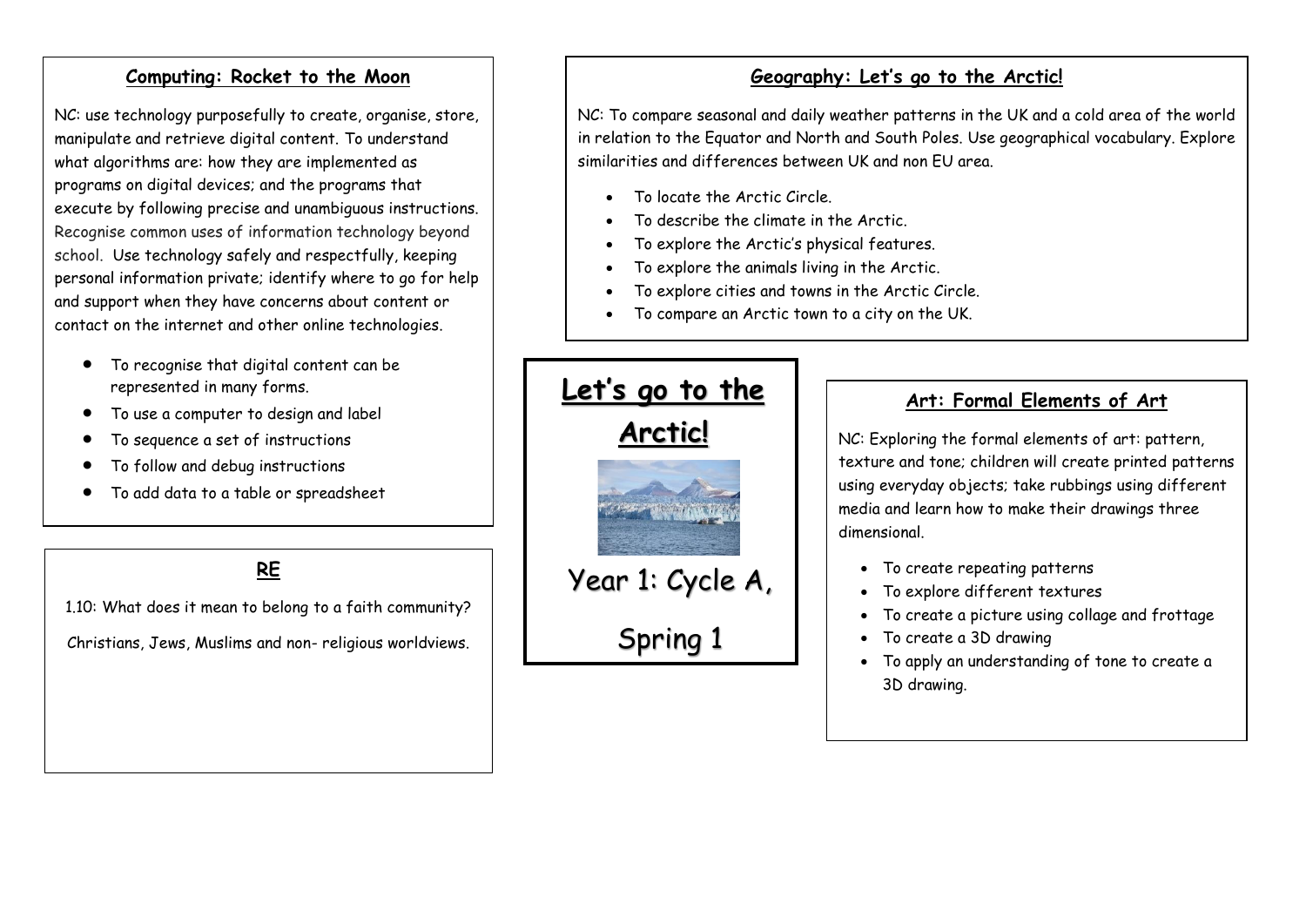# Let's go to the Arctic!

Year 1: Cycle A,

Spring 1

## Computing: Rocket to the Moon

NC: use technology purposefully to create, organise, store, manipulate and retrieve digital content. To understand what algorithms are: how they are implemented as programs on digital devices; and the programs that execute by following precise and unambiguous instructions. Recognise common uses of information technology beyond school. Use technology safely and respectfully, keeping personal information private; identify where to go for help and support when they have concerns about content or contact on the internet and other online technologies.

- To recognise that digital content can be represented in many forms.
- To use a computer to design and label
- To sequence a set of instructions
- To follow and debug instructions
- To add data to a table or spreadsheet

## RE

1.10: What does it mean to belong to a faith community?

Christians, Jews, Muslims and non- religious worldviews.

## Geography: Let's go to the Arctic!

NC: To compare seasonal and daily weather patterns in the UK and a cold area of the world in relation to the Equator and North and South Poles. Use geographical vocabulary. Explore similarities and differences between UK and non EU area.

- To locate the Arctic Circle.
- To describe the climate in the Arctic.
- To explore the Arctic's physical features.
- To explore the animals living in the Arctic.
- To explore cities and towns in the Arctic Circle.
- To compare an Arctic town to a city on the UK.

## Art: Formal Elements of Art

NC: Exploring the formal elements of art: pattern, texture and tone; children will create printed patterns using everyday objects; take rubbings using different media and learn how to make their drawings three dimensional.

- To create repeating patterns
- To explore different textures
- To create a picture using collage and frottage
- To create a 3D drawing
- To apply an understanding of tone to create a 3D drawing.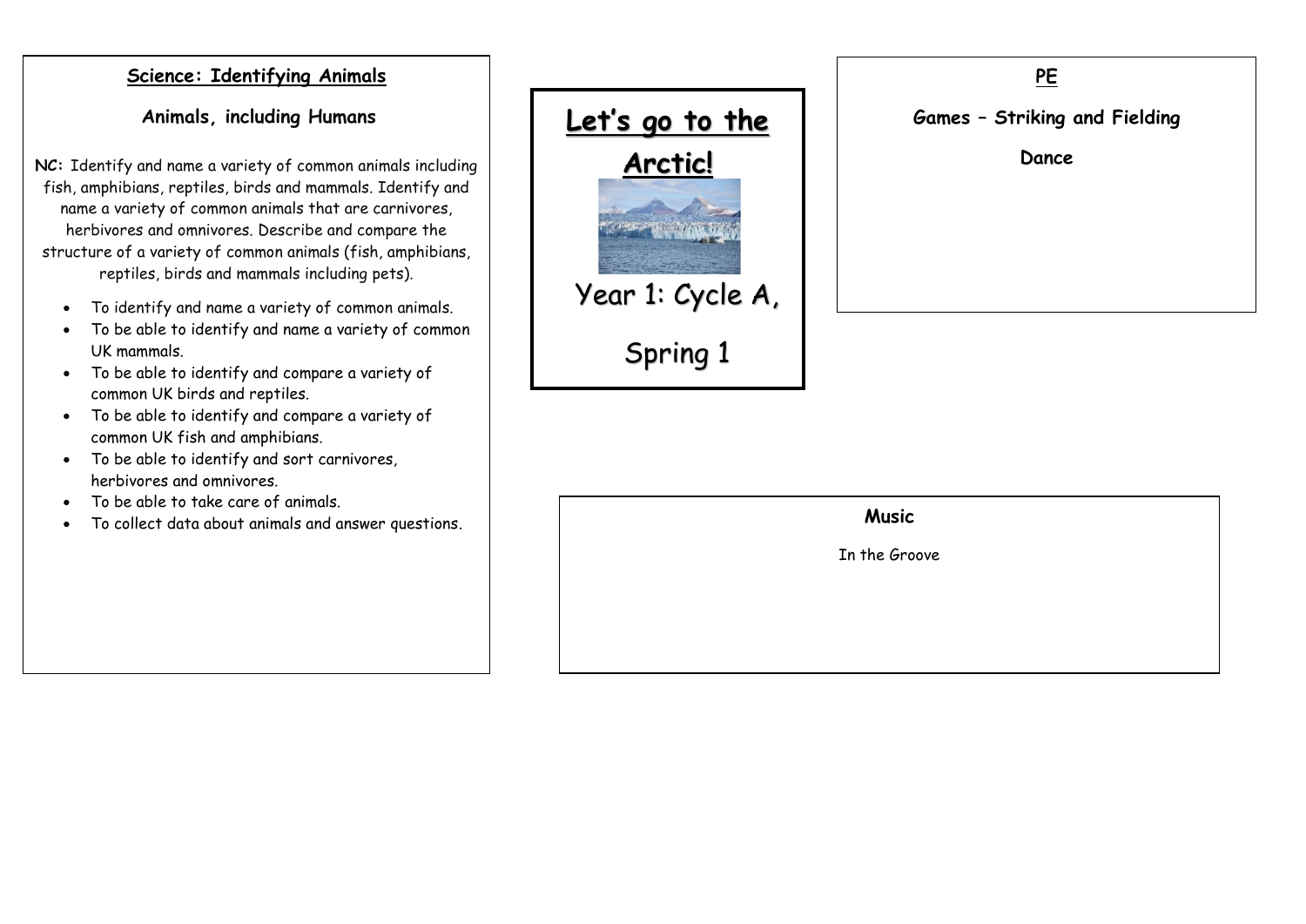# Let's go to the Arctic!

Year 1: Cycle A,

Spring 1

## Science: Identifying Animals

### Animals, including Humans

**NC:** Identify and name a variety of common animals including fish, amphibians, reptiles, birds and mammals. Identify and name a variety of common animals that are carnivores, herbivores and omnivores. Describe and compare the structure of a variety of common animals (fish, amphibians, reptiles, birds and mammals including pets).

- To identify and name a variety of common animals.
- To be able to identify and name a variety of common UK mammals.
- To be able to identify and compare a variety of common UK birds and reptiles.
- To be able to identify and compare a variety of common UK fish and amphibians.
- To be able to identify and sort carnivores, herbivores and omnivores.
- To be able to take care of animals.
- To collect data about animals and answer questions.

## PE

**Games – Striking and Fielding**

**Dance**

## Music

In the Groove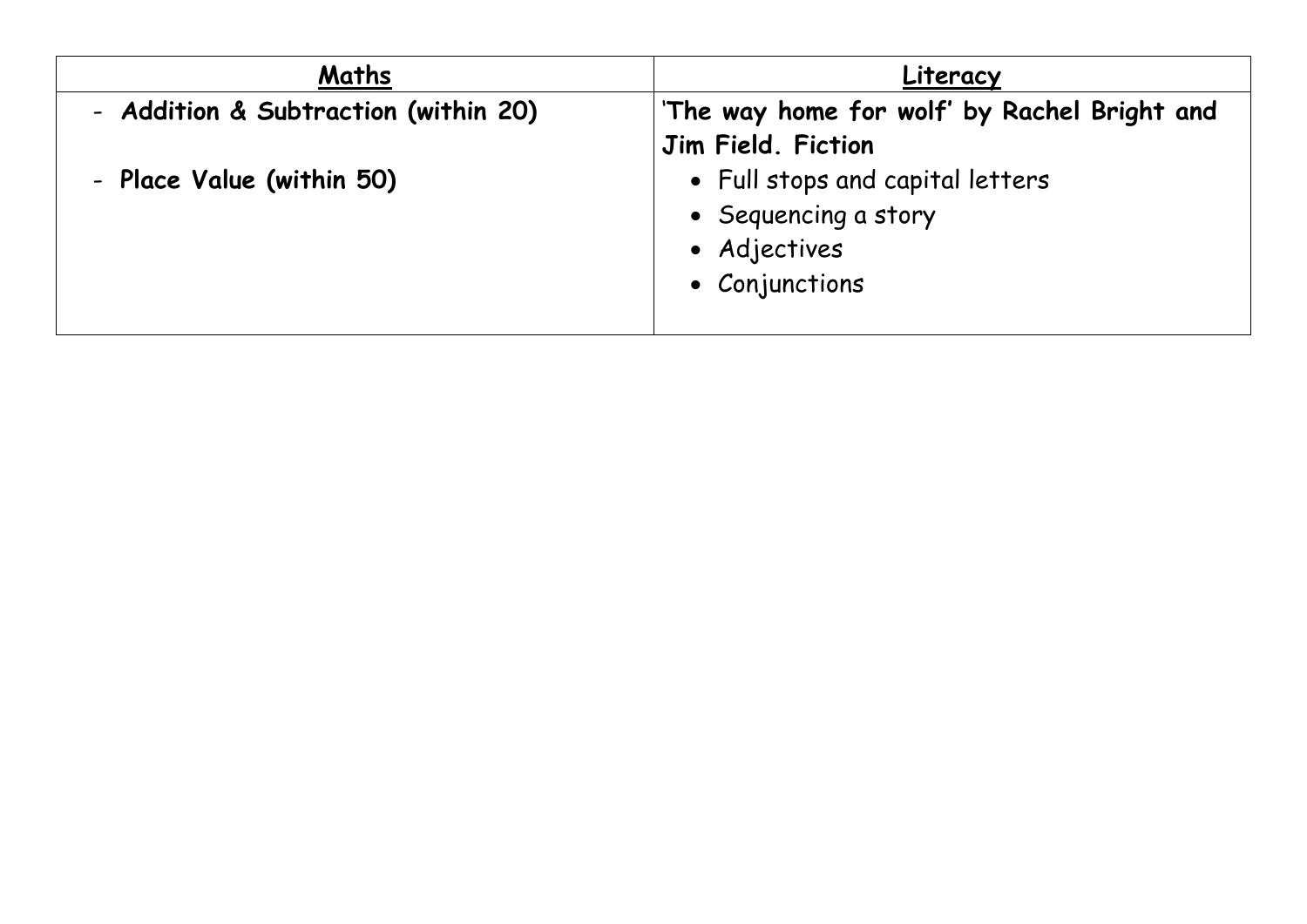| Maths | Literacy |
| --- | --- |
| - **Addition & Subtraction (within 20)**<br><br>- **Place Value (within 50)** | **'The way home for wolf' by Rachel Bright and Jim Field. Fiction**<br>• Full stops and capital letters<br>• Sequencing a story<br>• Adjectives<br>• Conjunctions |